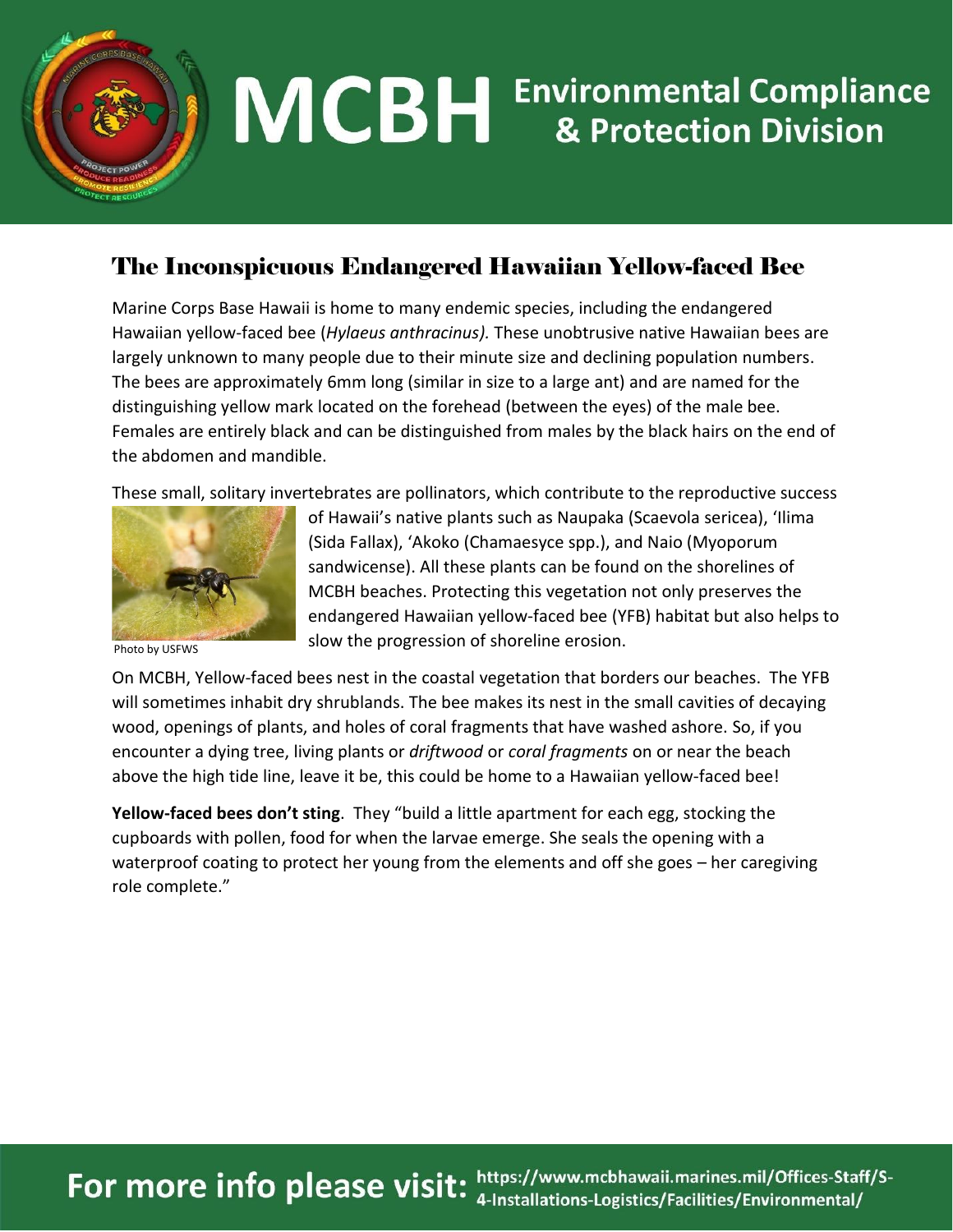# MCBH Environmental Compliance & Protection Division

## The Inconspicuous Endangered Hawaiian Yellow-faced Bee

Marine Corps Base Hawaii is home to many endemic species, including the endangered Hawaiian yellow-faced bee (*Hylaeus anthracinus).* These unobtrusive native Hawaiian bees are largely unknown to many people due to their minute size and declining population numbers. The bees are approximately 6mm long (similar in size to a large ant) and are named for the distinguishing yellow mark located on the forehead (between the eyes) of the male bee. Females are entirely black and can be distinguished from males by the black hairs on the end of the abdomen and mandible.

These small, solitary invertebrates are pollinators, which contribute to the reproductive success of Hawaii's native plants such as Naupaka (Scaevola sericea), 'Ilima (Sida Fallax), 'Akoko (Chamaesyce spp.), and Naio (Myoporum sandwicense). All these plants can be found on the shorelines of MCBH beaches. Protecting this vegetation not only preserves the endangered Hawaiian yellow-faced bee (YFB) habitat but also helps to slow the progression of shoreline erosion.

Photo by USFWS

On MCBH, Yellow-faced bees nest in the coastal vegetation that borders our beaches. The YFB will sometimes inhabit dry shrublands. The bee makes its nest in the small cavities of decaying wood, openings of plants, and holes of coral fragments that have washed ashore. So, if you encounter a dying tree, living plants or *driftwood* or *coral fragments* on or near the beach above the high tide line, leave it be, this could be home to a Hawaiian yellow-faced bee!

**Yellow-faced bees don't sting**. They "build a little apartment for each egg, stocking the cupboards with pollen, food for when the larvae emerge. She seals the opening with a waterproof coating to protect her young from the elements and off she goes – her caregiving role complete."

**For more info please visit:** https://www.mcbhawaii.marines.mil/Offices-Staff/S-4-Installations-Logistics/Facilities/Environmental/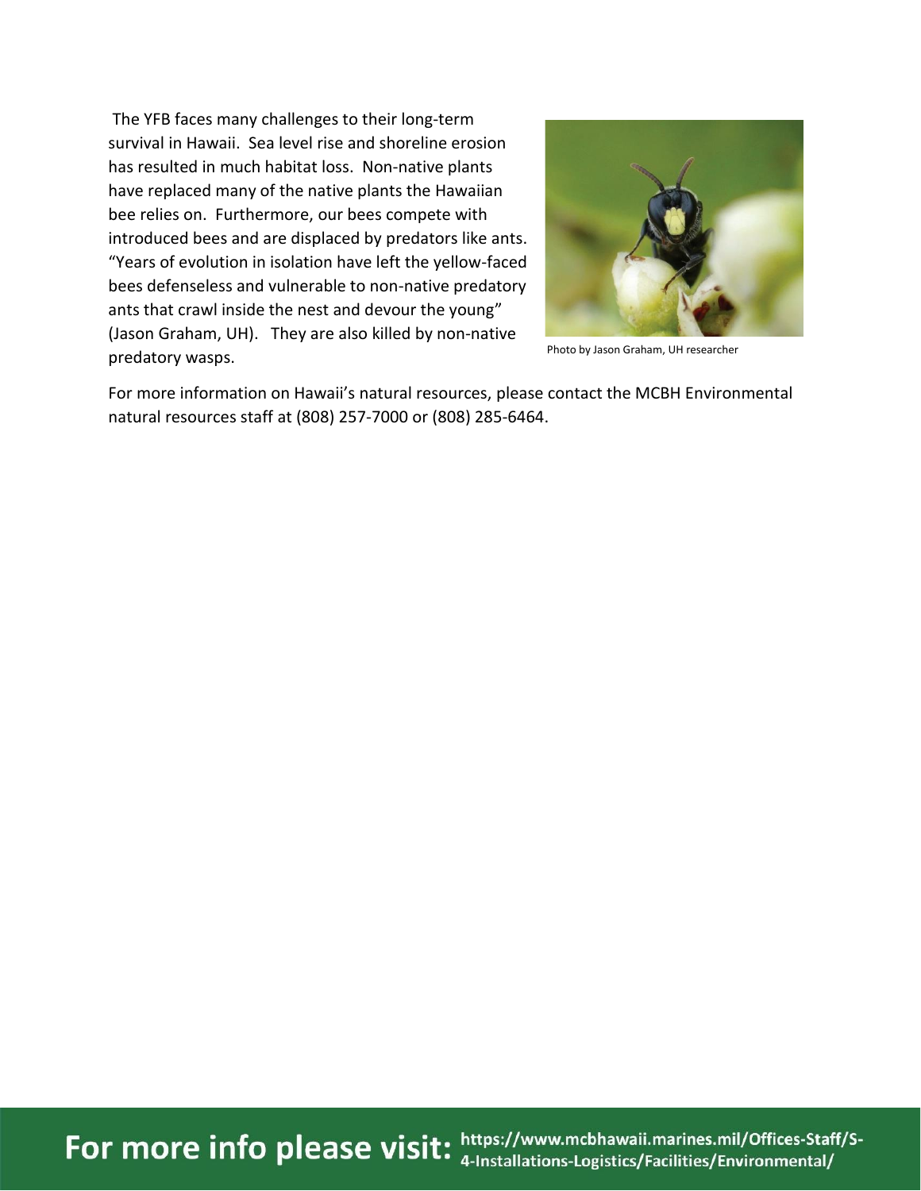The YFB faces many challenges to their long-term survival in Hawaii. Sea level rise and shoreline erosion has resulted in much habitat loss. Non-native plants have replaced many of the native plants the Hawaiian bee relies on. Furthermore, our bees compete with introduced bees and are displaced by predators like ants. "Years of evolution in isolation have left the yellow-faced bees defenseless and vulnerable to non-native predatory ants that crawl inside the nest and devour the young" (Jason Graham, UH). They are also killed by non-native predatory wasps.

Photo by Jason Graham, UH researcher

For more information on Hawaii's natural resources, please contact the MCBH Environmental natural resources staff at (808) 257-7000 or (808) 285-6464.

**For more info please visit:** https://www.mcbhawaii.marines.mil/Offices-Staff/S-4-Installations-Logistics/Facilities/Environmental/